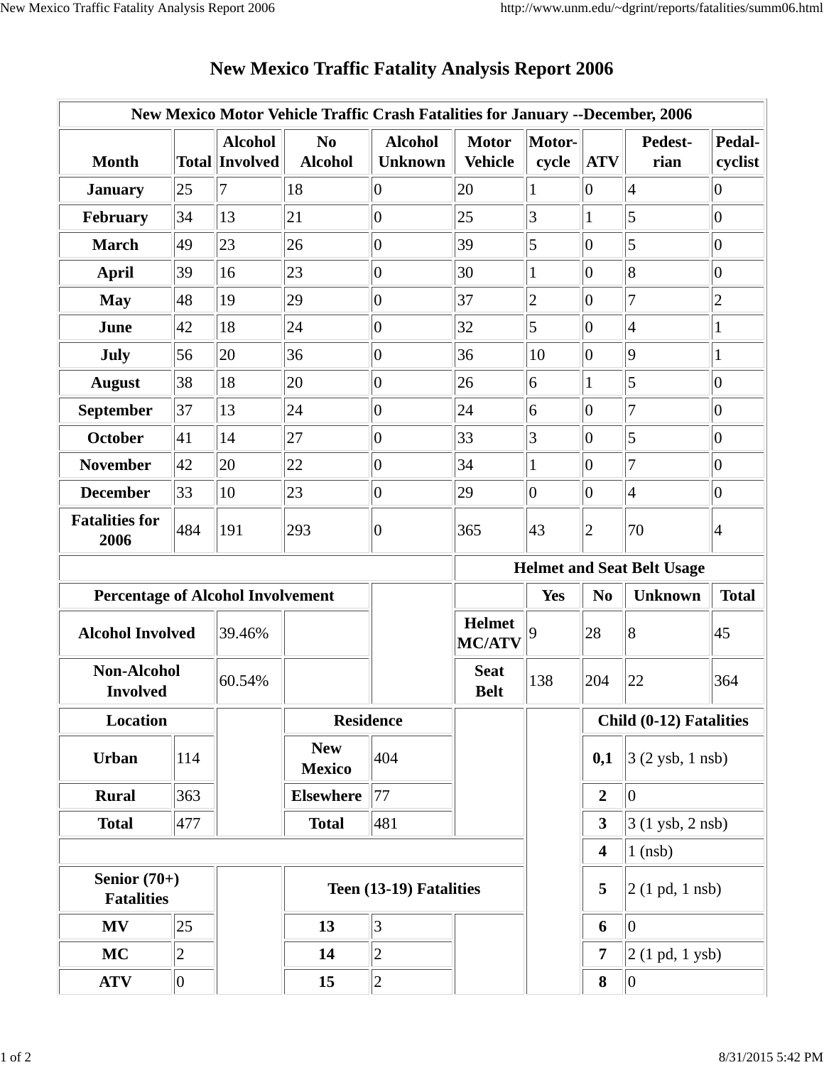# New Mexico Traffic Fatality Analysis Report 2006

**New Mexico Motor Vehicle Traffic Crash Fatalities for January --December, 2006**

| Month | Total | Alcohol Involved | No Alcohol | Alcohol Unknown | Motor Vehicle | Motor-cycle | ATV | Pedest-rian | Pedal-cyclist |
|---|---|---|---|---|---|---|---|---|---|
| **January** | 25 | 7 | 18 | 0 | 20 | 1 | 0 | 4 | 0 |
| **February** | 34 | 13 | 21 | 0 | 25 | 3 | 1 | 5 | 0 |
| **March** | 49 | 23 | 26 | 0 | 39 | 5 | 0 | 5 | 0 |
| **April** | 39 | 16 | 23 | 0 | 30 | 1 | 0 | 8 | 0 |
| **May** | 48 | 19 | 29 | 0 | 37 | 2 | 0 | 7 | 2 |
| **June** | 42 | 18 | 24 | 0 | 32 | 5 | 0 | 4 | 1 |
| **July** | 56 | 20 | 36 | 0 | 36 | 10 | 0 | 9 | 1 |
| **August** | 38 | 18 | 20 | 0 | 26 | 6 | 1 | 5 | 0 |
| **September** | 37 | 13 | 24 | 0 | 24 | 6 | 0 | 7 | 0 |
| **October** | 41 | 14 | 27 | 0 | 33 | 3 | 0 | 5 | 0 |
| **November** | 42 | 20 | 22 | 0 | 34 | 1 | 0 | 7 | 0 |
| **December** | 33 | 10 | 23 | 0 | 29 | 0 | 0 | 4 | 0 |
| **Fatalities for 2006** | 484 | 191 | 293 | 0 | 365 | 43 | 2 | 70 | 4 |

**Percentage of Alcohol Involvement**

| | |
|---|---|
| **Alcohol Involved** | 39.46% |
| **Non-Alcohol Involved** | 60.54% |

**Helmet and Seat Belt Usage**

| | Yes | No | Unknown | Total |
|---|---|---|---|---|
| **Helmet MC/ATV** | 9 | 28 | 8 | 45 |
| **Seat Belt** | 138 | 204 | 22 | 364 |

**Location**

| | |
|---|---|
| **Urban** | 114 |
| **Rural** | 363 |
| **Total** | 477 |

**Residence**

| | |
|---|---|
| **New Mexico** | 404 |
| **Elsewhere** | 77 |
| **Total** | 481 |

**Child (0-12) Fatalities**

| | |
|---|---|
| **0,1** | 3 (2 ysb, 1 nsb) |
| **2** | 0 |
| **3** | 3 (1 ysb, 2 nsb) |
| **4** | 1 (nsb) |
| **5** | 2 (1 pd, 1 nsb) |
| **6** | 0 |
| **7** | 2 (1 pd, 1 ysb) |
| **8** | 0 |

**Senior (70+) Fatalities**

| | |
|---|---|
| **MV** | 25 |
| **MC** | 2 |
| **ATV** | 0 |

**Teen (13-19) Fatalities**

| | |
|---|---|
| **13** | 3 |
| **14** | 2 |
| **15** | 2 |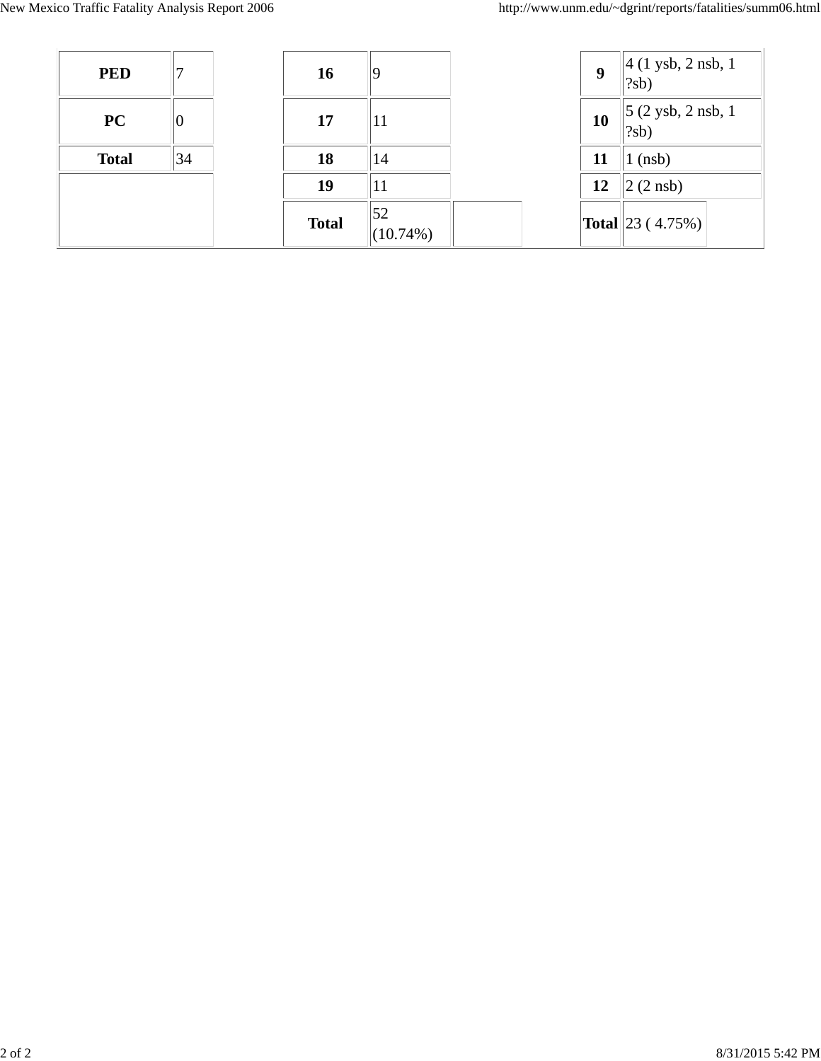| | | | | | | |
|---|---|---|---|---|---|---|
| **PED** | 7 | **16** | 9 | | **9** | 4 (1 ysb, 2 nsb, 1 ?sb) |
| **PC** | 0 | **17** | 11 | | **10** | 5 (2 ysb, 2 nsb, 1 ?sb) |
| **Total** | 34 | **18** | 14 | | **11** | 1 (nsb) |
| | | **19** | 11 | | **12** | 2 (2 nsb) |
| | | **Total** | 52 (10.74%) | | **Total** | 23 ( 4.75%) |